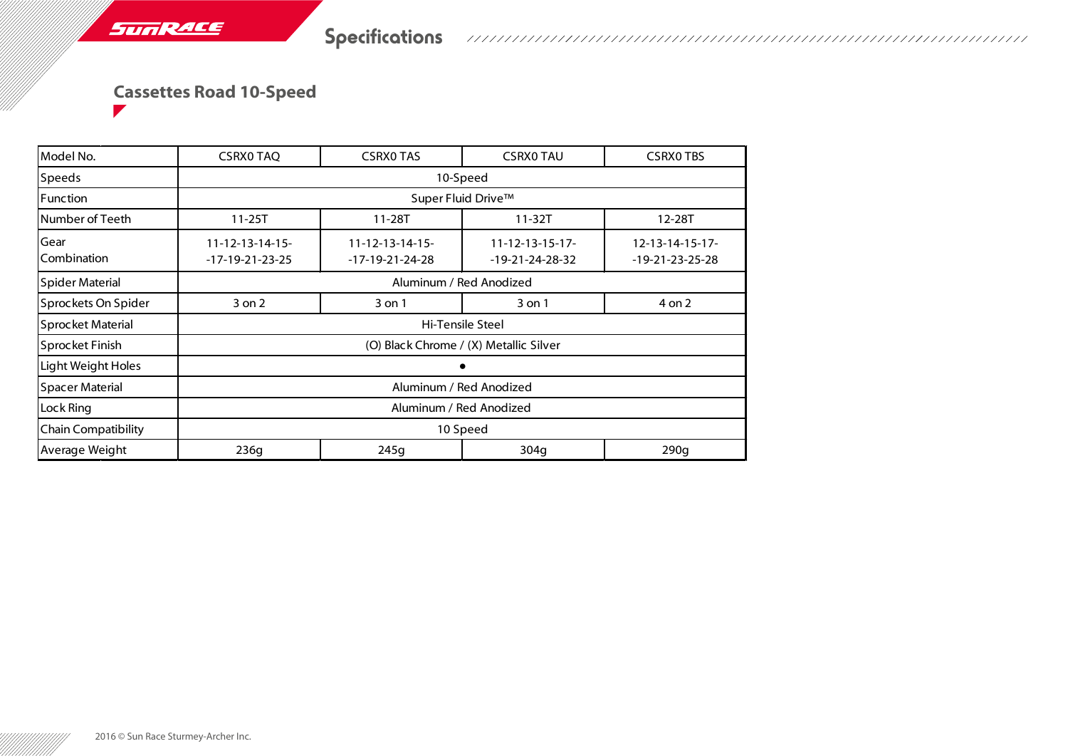# Specifications

## Cassettes Road 10-Speed

| Model No. | CSRX0 TAQ | CSRX0 TAS | CSRX0 TAU | CSRX0 TBS |
|---|---|---|---|---|
| Speeds | 10-Speed | | | |
| Function | Super Fluid Drive™ | | | |
| Number of Teeth | 11-25T | 11-28T | 11-32T | 12-28T |
| Gear Combination | 11-12-13-14-15--17-19-21-23-25 | 11-12-13-14-15--17-19-21-24-28 | 11-12-13-15-17--19-21-24-28-32 | 12-13-14-15-17--19-21-23-25-28 |
| Spider Material | Aluminum / Red Anodized | | | |
| Sprockets On Spider | 3 on 2 | 3 on 1 | 3 on 1 | 4 on 2 |
| Sprocket Material | Hi-Tensile Steel | | | |
| Sprocket Finish | (O) Black Chrome / (X) Metallic Silver | | | |
| Light Weight Holes | ● | | | |
| Spacer Material | Aluminum / Red Anodized | | | |
| Lock Ring | Aluminum / Red Anodized | | | |
| Chain Compatibility | 10 Speed | | | |
| Average Weight | 236g | 245g | 304g | 290g |

2016 © Sun Race Sturmey-Archer Inc.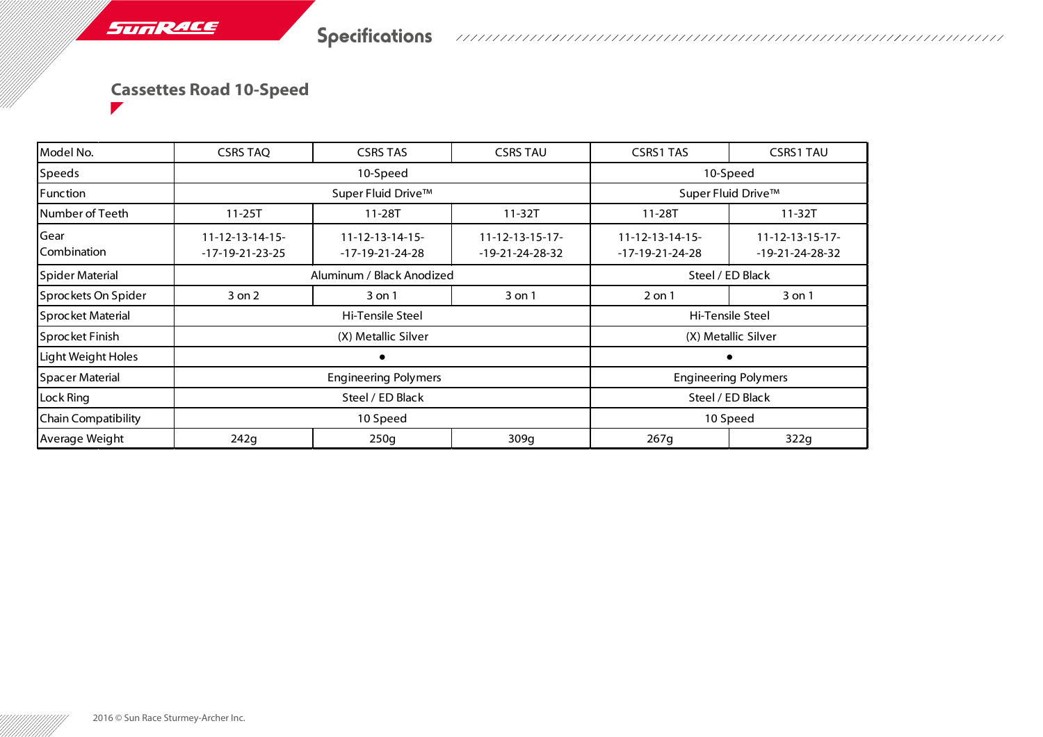## Specifications

### Cassettes Road 10-Speed

| Model No. | CSRS TAQ | CSRS TAS | CSRS TAU | CSRS1 TAS | CSRS1 TAU |
|---|---|---|---|---|---|
| Speeds | 10-Speed | | | 10-Speed | |
| Function | Super Fluid Drive™ | | | Super Fluid Drive™ | |
| Number of Teeth | 11-25T | 11-28T | 11-32T | 11-28T | 11-32T |
| Gear Combination | 11-12-13-14-15- -17-19-21-23-25 | 11-12-13-14-15- -17-19-21-24-28 | 11-12-13-15-17- -19-21-24-28-32 | 11-12-13-14-15- -17-19-21-24-28 | 11-12-13-15-17- -19-21-24-28-32 |
| Spider Material | Aluminum / Black Anodized | | | Steel / ED Black | |
| Sprockets On Spider | 3 on 2 | 3 on 1 | 3 on 1 | 2 on 1 | 3 on 1 |
| Sprocket Material | Hi-Tensile Steel | | | Hi-Tensile Steel | |
| Sprocket Finish | (X) Metallic Silver | | | (X) Metallic Silver | |
| Light Weight Holes | ● | | | ● | |
| Spacer Material | Engineering Polymers | | | Engineering Polymers | |
| Lock Ring | Steel / ED Black | | | Steel / ED Black | |
| Chain Compatibility | 10 Speed | | | 10 Speed | |
| Average Weight | 242g | 250g | 309g | 267g | 322g |

2016 © Sun Race Sturmey-Archer Inc.